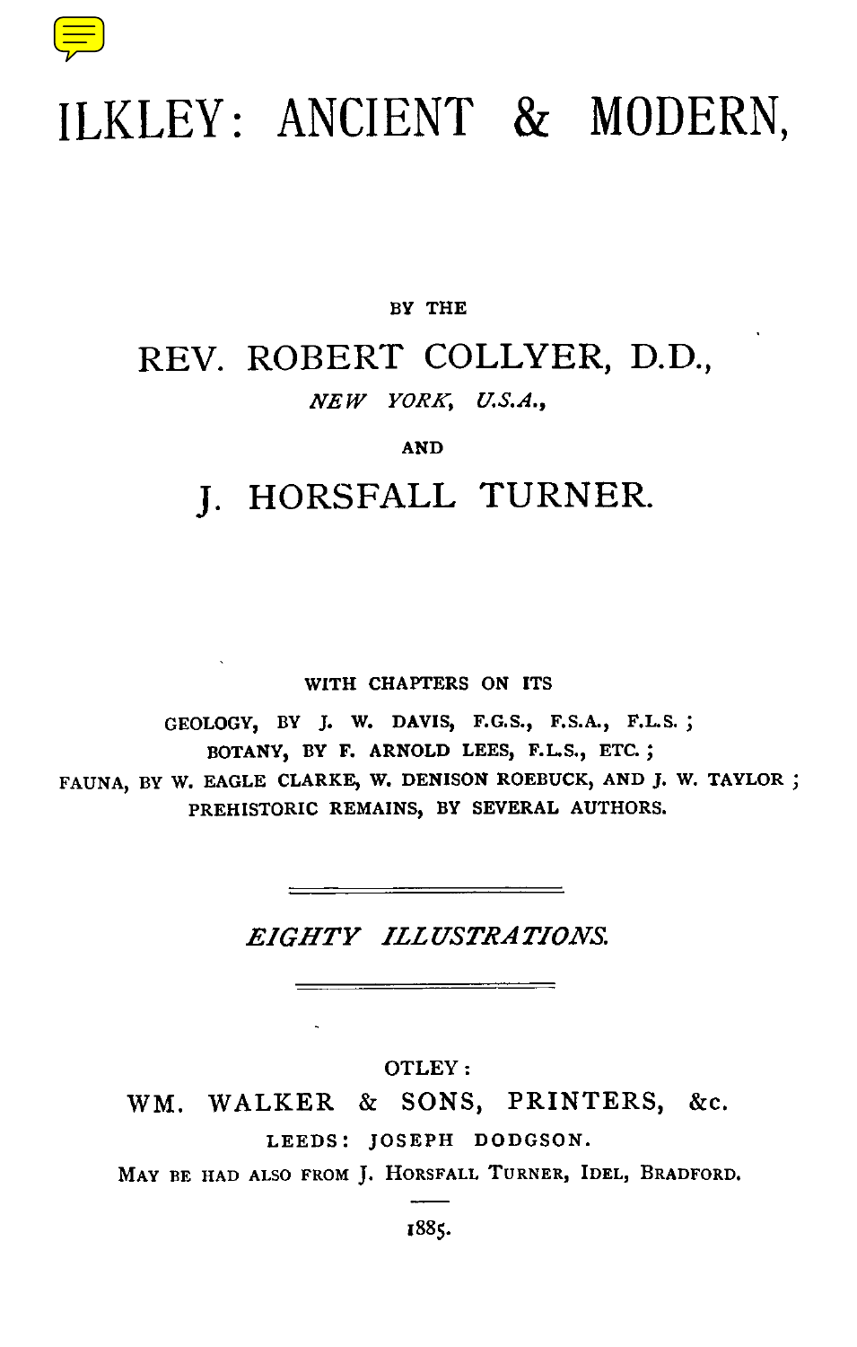# ILKLEY: ANCIENT & MODERN,

BY THE

## REV. ROBERT COLLYER, D.D.,

*NEW YORK, U.S.A.,*

AND

## J. HORSFALL TURNER.

WITH CHAPTERS ON ITS

GEOLOGY, BY J. W. DAVIS, F.G.S., F.S.A., F.L.S.;
BOTANY, BY F. ARNOLD LEES, F.L.S., ETC.;
FAUNA, BY W. EAGLE CLARKE, W. DENISON ROEBUCK, AND J. W. TAYLOR;
PREHISTORIC REMAINS, BY SEVERAL AUTHORS.

---

*EIGHTY ILLUSTRATIONS.*

---

OTLEY:
WM. WALKER & SONS, PRINTERS, &c.
LEEDS: JOSEPH DODGSON.
MAY BE HAD ALSO FROM J. HORSFALL TURNER, IDEL, BRADFORD.

1885.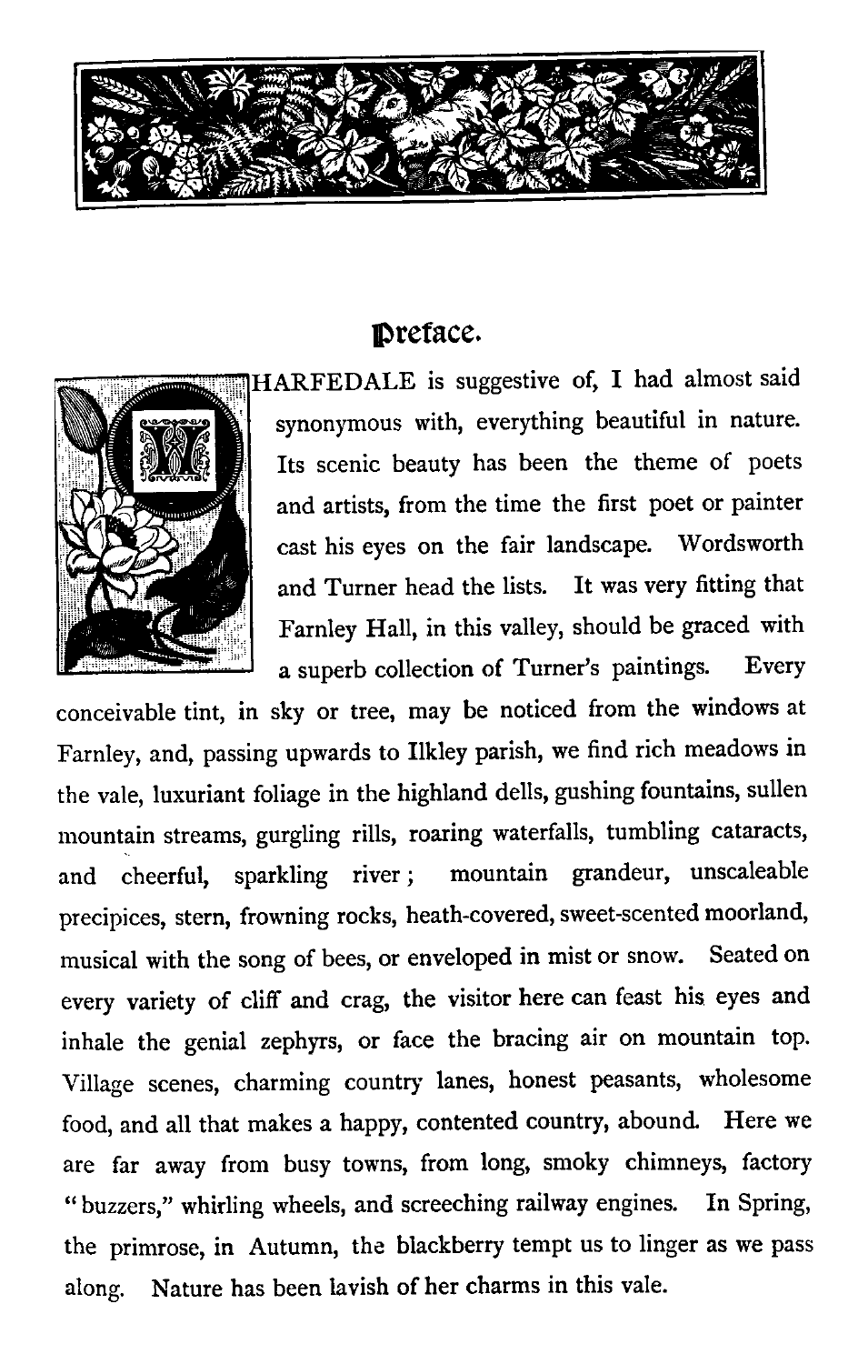# Preface.

WHARFEDALE is suggestive of, I had almost said synonymous with, everything beautiful in nature. Its scenic beauty has been the theme of poets and artists, from the time the first poet or painter cast his eyes on the fair landscape. Wordsworth and Turner head the lists. It was very fitting that Farnley Hall, in this valley, should be graced with a superb collection of Turner's paintings. Every conceivable tint, in sky or tree, may be noticed from the windows at Farnley, and, passing upwards to Ilkley parish, we find rich meadows in the vale, luxuriant foliage in the highland dells, gushing fountains, sullen mountain streams, gurgling rills, roaring waterfalls, tumbling cataracts, and cheerful, sparkling river; mountain grandeur, unscaleable precipices, stern, frowning rocks, heath-covered, sweet-scented moorland, musical with the song of bees, or enveloped in mist or snow. Seated on every variety of cliff and crag, the visitor here can feast his eyes and inhale the genial zephyrs, or face the bracing air on mountain top. Village scenes, charming country lanes, honest peasants, wholesome food, and all that makes a happy, contented country, abound. Here we are far away from busy towns, from long, smoky chimneys, factory "buzzers," whirling wheels, and screeching railway engines. In Spring, the primrose, in Autumn, the blackberry tempt us to linger as we pass along. Nature has been lavish of her charms in this vale.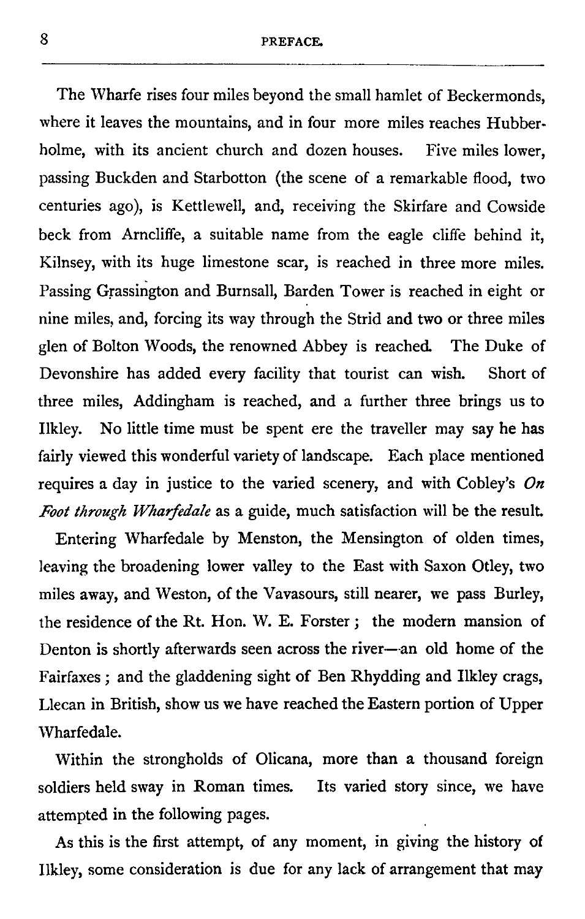The Wharfe rises four miles beyond the small hamlet of Beckermonds, where it leaves the mountains, and in four more miles reaches Hubberholme, with its ancient church and dozen houses. Five miles lower, passing Buckden and Starbotton (the scene of a remarkable flood, two centuries ago), is Kettlewell, and, receiving the Skirfare and Cowside beck from Arncliffe, a suitable name from the eagle cliffe behind it, Kilnsey, with its huge limestone scar, is reached in three more miles. Passing Grassington and Burnsall, Barden Tower is reached in eight or nine miles, and, forcing its way through the Strid and two or three miles glen of Bolton Woods, the renowned Abbey is reached. The Duke of Devonshire has added every facility that tourist can wish. Short of three miles, Addingham is reached, and a further three brings us to Ilkley. No little time must be spent ere the traveller may say he has fairly viewed this wonderful variety of landscape. Each place mentioned requires a day in justice to the varied scenery, and with Cobley's *On Foot through Wharfedale* as a guide, much satisfaction will be the result.

Entering Wharfedale by Menston, the Mensington of olden times, leaving the broadening lower valley to the East with Saxon Otley, two miles away, and Weston, of the Vavasours, still nearer, we pass Burley, the residence of the Rt. Hon. W. E. Forster; the modern mansion of Denton is shortly afterwards seen across the river—an old home of the Fairfaxes; and the gladdening sight of Ben Rhydding and Ilkley crags, Llecan in British, show us we have reached the Eastern portion of Upper Wharfedale.

Within the strongholds of Olicana, more than a thousand foreign soldiers held sway in Roman times. Its varied story since, we have attempted in the following pages.

As this is the first attempt, of any moment, in giving the history of Ilkley, some consideration is due for any lack of arrangement that may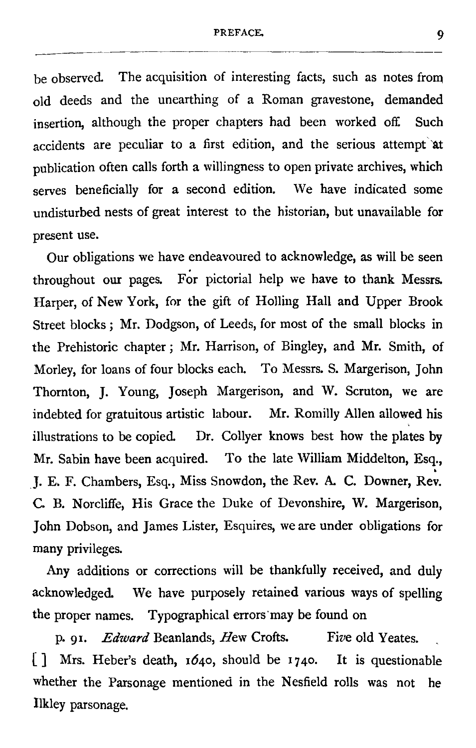be observed. The acquisition of interesting facts, such as notes from old deeds and the unearthing of a Roman gravestone, demanded insertion, although the proper chapters had been worked off. Such accidents are peculiar to a first edition, and the serious attempt at publication often calls forth a willingness to open private archives, which serves beneficially for a second edition. We have indicated some undisturbed nests of great interest to the historian, but unavailable for present use.

Our obligations we have endeavoured to acknowledge, as will be seen throughout our pages. For pictorial help we have to thank Messrs. Harper, of New York, for the gift of Holling Hall and Upper Brook Street blocks; Mr. Dodgson, of Leeds, for most of the small blocks in the Prehistoric chapter; Mr. Harrison, of Bingley, and Mr. Smith, of Morley, for loans of four blocks each. To Messrs. S. Margerison, John Thornton, J. Young, Joseph Margerison, and W. Scruton, we are indebted for gratuitous artistic labour. Mr. Romilly Allen allowed his illustrations to be copied. Dr. Collyer knows best how the plates by Mr. Sabin have been acquired. To the late William Middelton, Esq., J. E. F. Chambers, Esq., Miss Snowdon, the Rev. A. C. Downer, Rev. C. B. Norcliffe, His Grace the Duke of Devonshire, W. Margerison, John Dobson, and James Lister, Esquires, we are under obligations for many privileges.

Any additions or corrections will be thankfully received, and duly acknowledged. We have purposely retained various ways of spelling the proper names. Typographical errors may be found on

p. 91. *Edward* Beanlands, *H*ew Crofts. Fi*v*e old Yeates.

[ ] Mrs. Heber's death, 1640, should be 1740. It is questionable whether the Parsonage mentioned in the Nesfield rolls was not he Ilkley parsonage.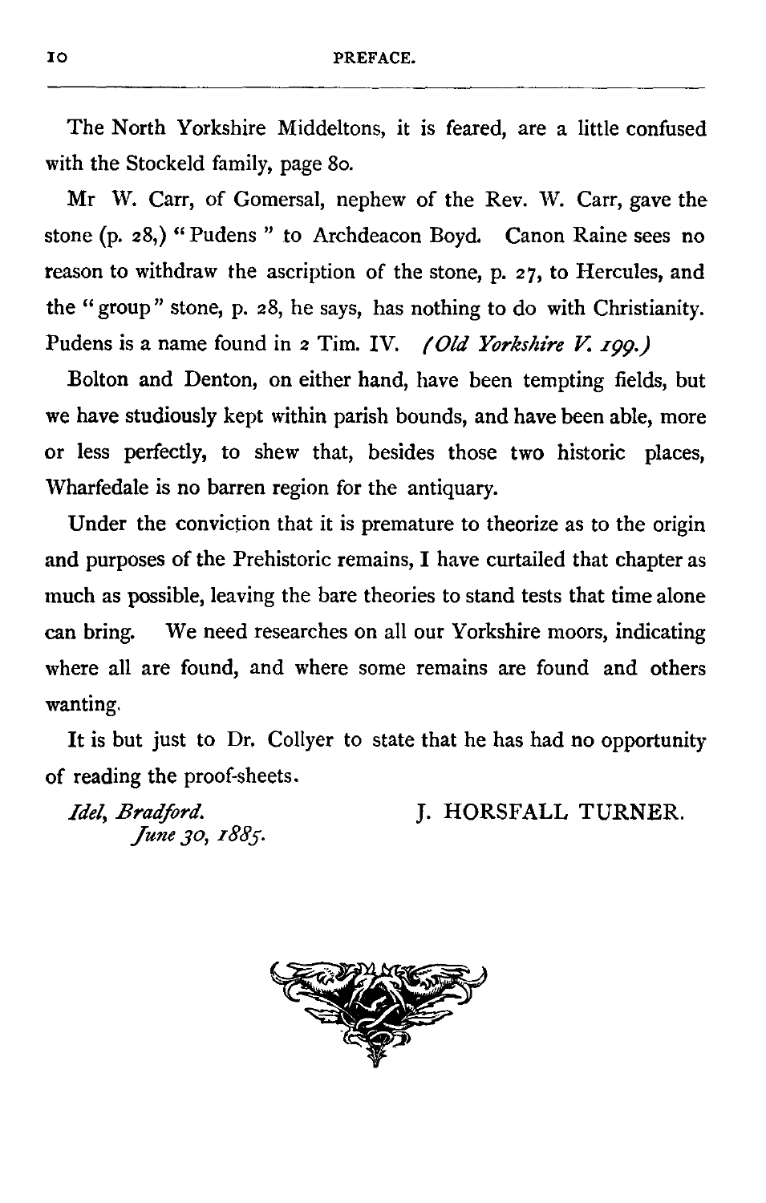The North Yorkshire Middeltons, it is feared, are a little confused with the Stockeld family, page 80.

Mr W. Carr, of Gomersal, nephew of the Rev. W. Carr, gave the stone (p. 28,) "Pudens" to Archdeacon Boyd. Canon Raine sees no reason to withdraw the ascription of the stone, p. 27, to Hercules, and the "group" stone, p. 28, he says, has nothing to do with Christianity. Pudens is a name found in 2 Tim. IV. *(Old Yorkshire V. 199.)*

Bolton and Denton, on either hand, have been tempting fields, but we have studiously kept within parish bounds, and have been able, more or less perfectly, to shew that, besides those two historic places, Wharfedale is no barren region for the antiquary.

Under the conviction that it is premature to theorize as to the origin and purposes of the Prehistoric remains, I have curtailed that chapter as much as possible, leaving the bare theories to stand tests that time alone can bring. We need researches on all our Yorkshire moors, indicating where all are found, and where some remains are found and others wanting.

It is but just to Dr. Collyer to state that he has had no opportunity of reading the proof-sheets.

*Idel, Bradford.*
*June 30, 1885.*

J. HORSFALL TURNER.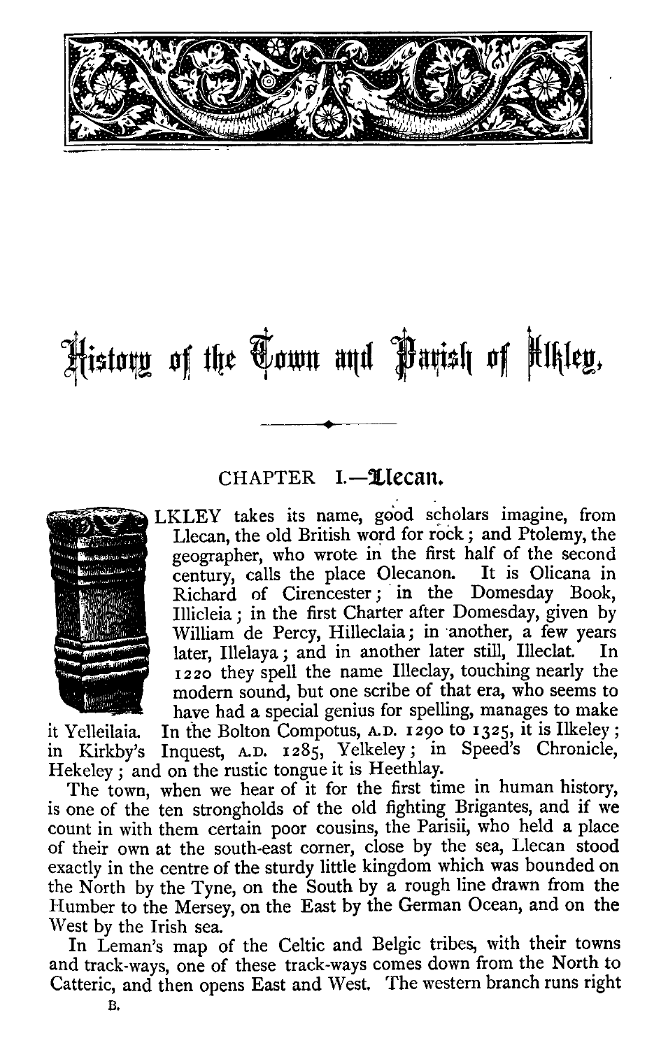# History of the Town and Parish of Ilkley.

## CHAPTER I.—Llecan.

ILKLEY takes its name, good scholars imagine, from Llecan, the old British word for rock; and Ptolemy, the geographer, who wrote in the first half of the second century, calls the place Olecanon. It is Olicana in Richard of Cirencester; in the Domesday Book, Illicleia; in the first Charter after Domesday, given by William de Percy, Hilleclaia; in another, a few years later, Illelaya; and in another later still, Illeclat. In 1220 they spell the name Illeclay, touching nearly the modern sound, but one scribe of that era, who seems to have had a special genius for spelling, manages to make it Yelleilaia. In the Bolton Compotus, A.D. 1290 to 1325, it is Ilkeley; in Kirkby's Inquest, A.D. 1285, Yelkeley; in Speed's Chronicle, Hekeley; and on the rustic tongue it is Heethlay.

The town, when we hear of it for the first time in human history, is one of the ten strongholds of the old fighting Brigantes, and if we count in with them certain poor cousins, the Parisii, who held a place of their own at the south-east corner, close by the sea, Llecan stood exactly in the centre of the sturdy little kingdom which was bounded on the North by the Tyne, on the South by a rough line drawn from the Humber to the Mersey, on the East by the German Ocean, and on the West by the Irish sea.

In Leman's map of the Celtic and Belgic tribes, with their towns and track-ways, one of these track-ways comes down from the North to Catteric, and then opens East and West. The western branch runs right

B.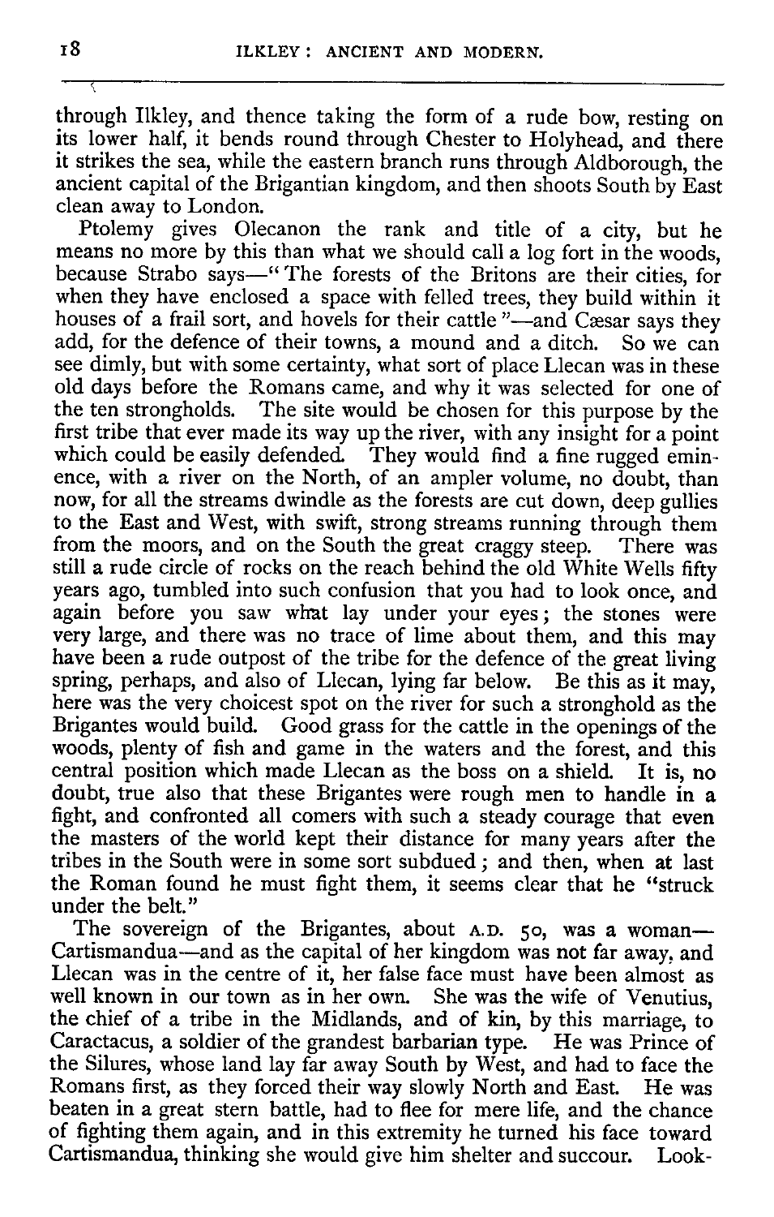through Ilkley, and thence taking the form of a rude bow, resting on its lower half, it bends round through Chester to Holyhead, and there it strikes the sea, while the eastern branch runs through Aldborough, the ancient capital of the Brigantian kingdom, and then shoots South by East clean away to London.

Ptolemy gives Olecanon the rank and title of a city, but he means no more by this than what we should call a log fort in the woods, because Strabo says—"The forests of the Britons are their cities, for when they have enclosed a space with felled trees, they build within it houses of a frail sort, and hovels for their cattle"—and Cæsar says they add, for the defence of their towns, a mound and a ditch. So we can see dimly, but with some certainty, what sort of place Llecan was in these old days before the Romans came, and why it was selected for one of the ten strongholds. The site would be chosen for this purpose by the first tribe that ever made its way up the river, with any insight for a point which could be easily defended. They would find a fine rugged eminence, with a river on the North, of an ampler volume, no doubt, than now, for all the streams dwindle as the forests are cut down, deep gullies to the East and West, with swift, strong streams running through them from the moors, and on the South the great craggy steep. There was still a rude circle of rocks on the reach behind the old White Wells fifty years ago, tumbled into such confusion that you had to look once, and again before you saw what lay under your eyes; the stones were very large, and there was no trace of lime about them, and this may have been a rude outpost of the tribe for the defence of the great living spring, perhaps, and also of Llecan, lying far below. Be this as it may, here was the very choicest spot on the river for such a stronghold as the Brigantes would build. Good grass for the cattle in the openings of the woods, plenty of fish and game in the waters and the forest, and this central position which made Llecan as the boss on a shield. It is, no doubt, true also that these Brigantes were rough men to handle in a fight, and confronted all comers with such a steady courage that even the masters of the world kept their distance for many years after the tribes in the South were in some sort subdued; and then, when at last the Roman found he must fight them, it seems clear that he "struck under the belt."

The sovereign of the Brigantes, about A.D. 50, was a woman—Cartismandua—and as the capital of her kingdom was not far away, and Llecan was in the centre of it, her false face must have been almost as well known in our town as in her own. She was the wife of Venutius, the chief of a tribe in the Midlands, and of kin, by this marriage, to Caractacus, a soldier of the grandest barbarian type. He was Prince of the Silures, whose land lay far away South by West, and had to face the Romans first, as they forced their way slowly North and East. He was beaten in a great stern battle, had to flee for mere life, and the chance of fighting them again, and in this extremity he turned his face toward Cartismandua, thinking she would give him shelter and succour. Look-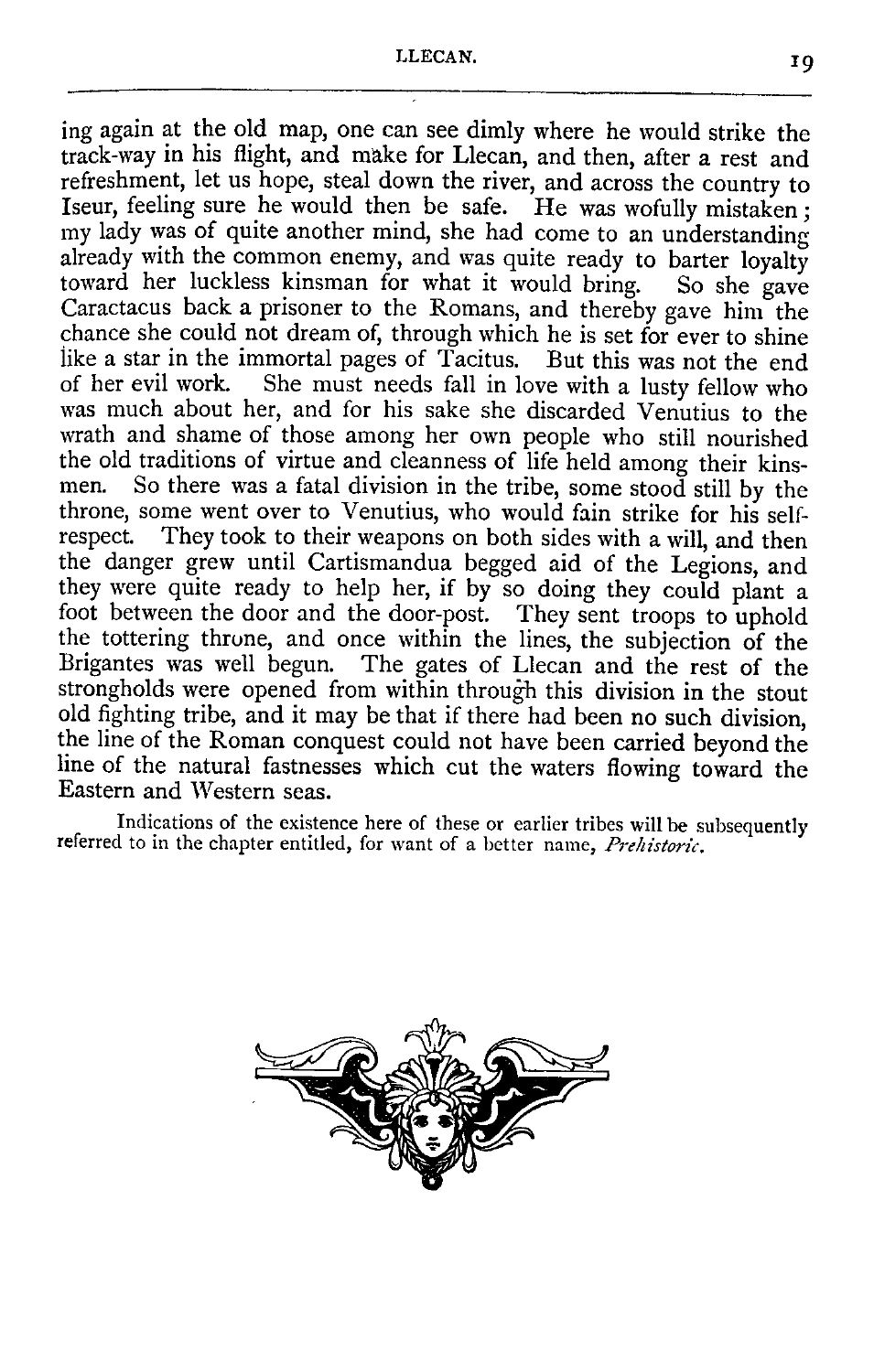ing again at the old map, one can see dimly where he would strike the track-way in his flight, and make for Llecan, and then, after a rest and refreshment, let us hope, steal down the river, and across the country to Iseur, feeling sure he would then be safe. He was wofully mistaken; my lady was of quite another mind, she had come to an understanding already with the common enemy, and was quite ready to barter loyalty toward her luckless kinsman for what it would bring. So she gave Caractacus back a prisoner to the Romans, and thereby gave him the chance she could not dream of, through which he is set for ever to shine like a star in the immortal pages of Tacitus. But this was not the end of her evil work. She must needs fall in love with a lusty fellow who was much about her, and for his sake she discarded Venutius to the wrath and shame of those among her own people who still nourished the old traditions of virtue and cleanness of life held among their kinsmen. So there was a fatal division in the tribe, some stood still by the throne, some went over to Venutius, who would fain strike for his self-respect. They took to their weapons on both sides with a will, and then the danger grew until Cartismandua begged aid of the Legions, and they were quite ready to help her, if by so doing they could plant a foot between the door and the door-post. They sent troops to uphold the tottering throne, and once within the lines, the subjection of the Brigantes was well begun. The gates of Llecan and the rest of the strongholds were opened from within through this division in the stout old fighting tribe, and it may be that if there had been no such division, the line of the Roman conquest could not have been carried beyond the line of the natural fastnesses which cut the waters flowing toward the Eastern and Western seas.

Indications of the existence here of these or earlier tribes will be subsequently referred to in the chapter entitled, for want of a better name, *Prehistoric*.